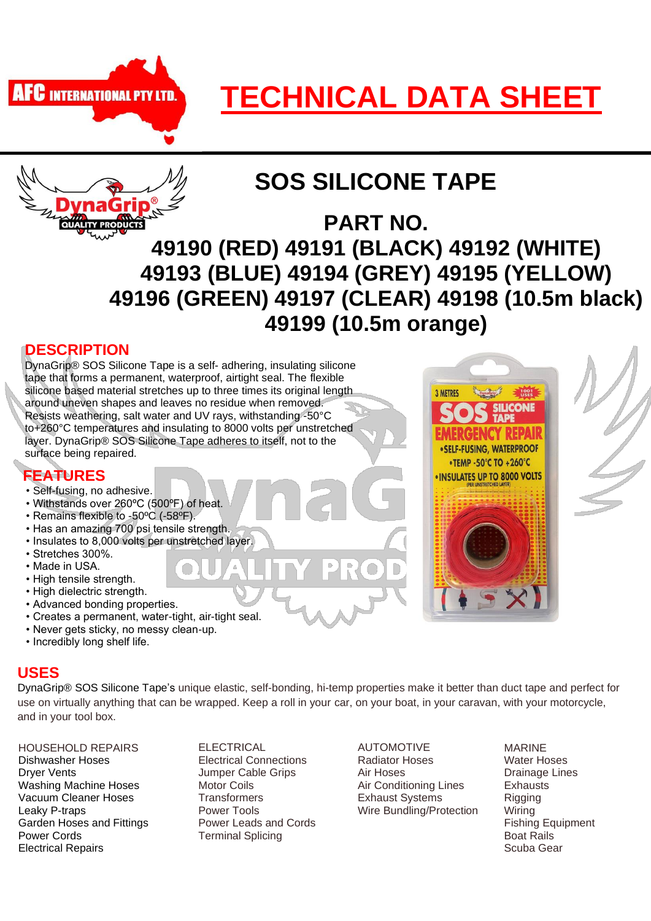AFC INTERNATIONAL PTY LTD.

# TECHNICAL DATA SHEET

## SOS SILICONE TAPE

## PART NO.
## 49190 (RED) 49191 (BLACK) 49192 (WHITE) 49193 (BLUE) 49194 (GREY) 49195 (YELLOW) 49196 (GREEN) 49197 (CLEAR) 49198 (10.5m black) 49199 (10.5m orange)

### DESCRIPTION

DynaGrip® SOS Silicone Tape is a self- adhering, insulating silicone tape that forms a permanent, waterproof, airtight seal. The flexible silicone based material stretches up to three times its original length around uneven shapes and leaves no residue when removed. Resists weathering, salt water and UV rays, withstanding -50°C to+260°C temperatures and insulating to 8000 volts per unstretched layer. DynaGrip® SOS Silicone Tape adheres to itself, not to the surface being repaired.

### FEATURES

- Self-fusing, no adhesive.
- Withstands over 260ºC (500ºF) of heat.
- Remains flexible to -50ºC (-58ºF).
- Has an amazing 700 psi tensile strength.
- Insulates to 8,000 volts per unstretched layer.
- Stretches 300%.
- Made in USA.
- High tensile strength.
- High dielectric strength.
- Advanced bonding properties.
- Creates a permanent, water-tight, air-tight seal.
- Never gets sticky, no messy clean-up.
- Incredibly long shelf life.

### USES

DynaGrip® SOS Silicone Tape's unique elastic, self-bonding, hi-temp properties make it better than duct tape and perfect for use on virtually anything that can be wrapped. Keep a roll in your car, on your boat, in your caravan, with your motorcycle, and in your tool box.

HOUSEHOLD REPAIRS
- Dishwasher Hoses
- Dryer Vents
- Washing Machine Hoses
- Vacuum Cleaner Hoses
- Leaky P-traps
- Garden Hoses and Fittings
- Power Cords
- Electrical Repairs

ELECTRICAL
- Electrical Connections
- Jumper Cable Grips
- Motor Coils
- Transformers
- Power Tools
- Power Leads and Cords
- Terminal Splicing

AUTOMOTIVE
- Radiator Hoses
- Air Hoses
- Air Conditioning Lines
- Exhaust Systems
- Wire Bundling/Protection

MARINE
- Water Hoses
- Drainage Lines
- Exhausts
- Rigging
- Wiring
- Fishing Equipment
- Boat Rails
- Scuba Gear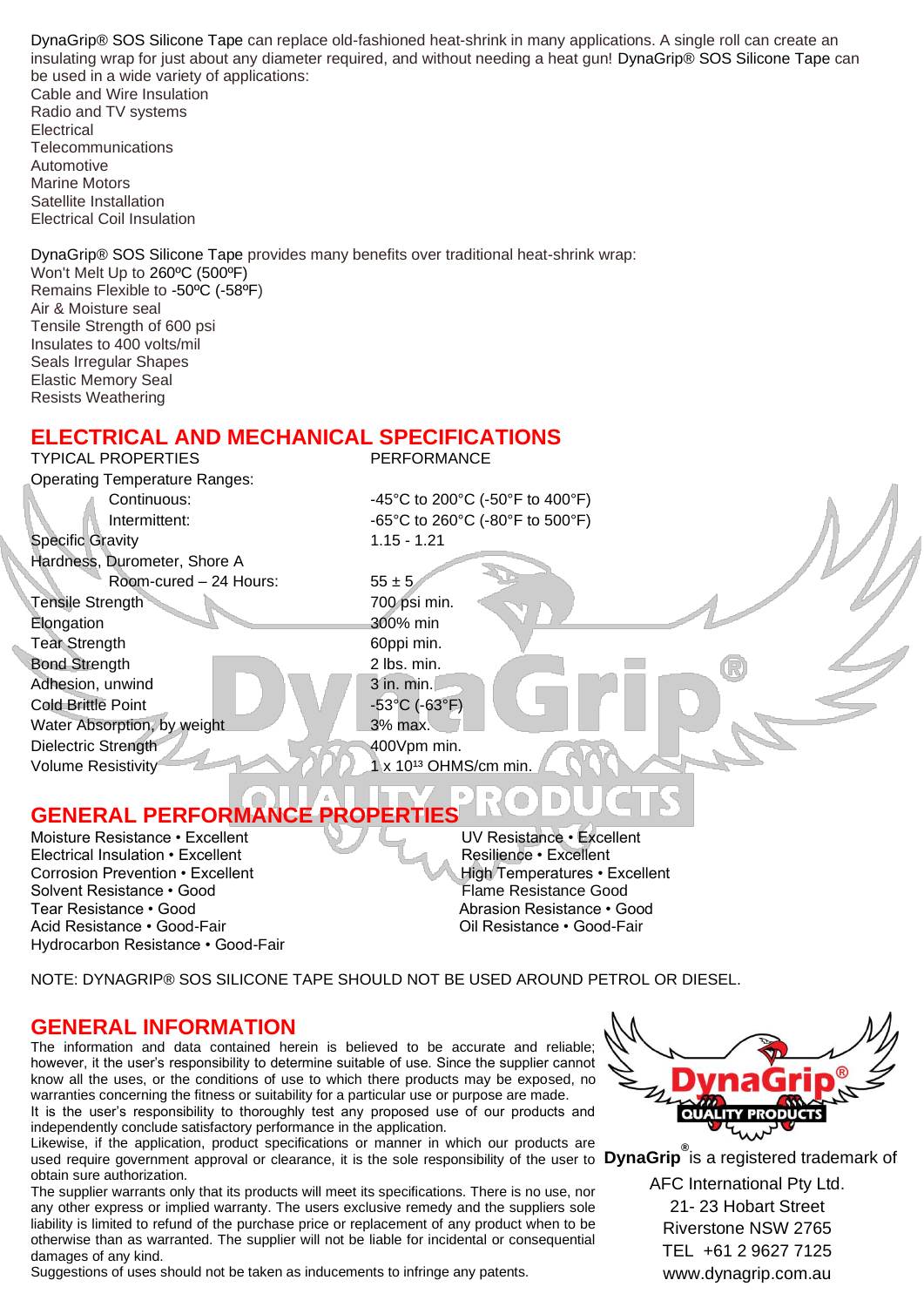DynaGrip® SOS Silicone Tape can replace old-fashioned heat-shrink in many applications. A single roll can create an insulating wrap for just about any diameter required, and without needing a heat gun! DynaGrip® SOS Silicone Tape can be used in a wide variety of applications:

Cable and Wire Insulation
Radio and TV systems
Electrical
Telecommunications
Automotive
Marine Motors
Satellite Installation
Electrical Coil Insulation

DynaGrip® SOS Silicone Tape provides many benefits over traditional heat-shrink wrap:

Won't Melt Up to 260ºC (500ºF)
Remains Flexible to -50ºC (-58ºF)
Air & Moisture seal
Tensile Strength of 600 psi
Insulates to 400 volts/mil
Seals Irregular Shapes
Elastic Memory Seal
Resists Weathering

## ELECTRICAL AND MECHANICAL SPECIFICATIONS

| TYPICAL PROPERTIES | PERFORMANCE |
|---|---|
| Operating Temperature Ranges: | |
| Continuous: | -45°C to 200°C (-50°F to 400°F) |
| Intermittent: | -65°C to 260°C (-80°F to 500°F) |
| Specific Gravity | 1.15 - 1.21 |
| Hardness, Durometer, Shore A | |
| Room-cured – 24 Hours: | 55 ± 5 |
| Tensile Strength | 700 psi min. |
| Elongation | 300% min |
| Tear Strength | 60ppi min. |
| Bond Strength | 2 lbs. min. |
| Adhesion, unwind | 3 in. min. |
| Cold Brittle Point | -53°C (-63°F) |
| Water Absorption, by weight | 3% max. |
| Dielectric Strength | 400Vpm min. |
| Volume Resistivity | 1 x $10^{13}$ OHMS/cm min. |

## GENERAL PERFORMANCE PROPERTIES

Moisture Resistance • Excellent
Electrical Insulation • Excellent
Corrosion Prevention • Excellent
Solvent Resistance • Good
Tear Resistance • Good
Acid Resistance • Good-Fair
Hydrocarbon Resistance • Good-Fair
UV Resistance • Excellent
Resilience • Excellent
High Temperatures • Excellent
Flame Resistance Good
Abrasion Resistance • Good
Oil Resistance • Good-Fair

NOTE: DYNAGRIP® SOS SILICONE TAPE SHOULD NOT BE USED AROUND PETROL OR DIESEL.

## GENERAL INFORMATION

The information and data contained herein is believed to be accurate and reliable; however, it the user's responsibility to determine suitable of use. Since the supplier cannot know all the uses, or the conditions of use to which there products may be exposed, no warranties concerning the fitness or suitability for a particular use or purpose are made.
It is the user's responsibility to thoroughly test any proposed use of our products and independently conclude satisfactory performance in the application.
Likewise, if the application, product specifications or manner in which our products are used require government approval or clearance, it is the sole responsibility of the user to obtain sure authorization.
The supplier warrants only that its products will meet its specifications. There is no use, nor any other express or implied warranty. The users exclusive remedy and the suppliers sole liability is limited to refund of the purchase price or replacement of any product when to be otherwise than as warranted. The supplier will not be liable for incidental or consequential damages of any kind.
Suggestions of uses should not be taken as inducements to infringe any patents.

**DynaGrip**® is a registered trademark of
AFC International Pty Ltd.
21- 23 Hobart Street
Riverstone NSW 2765
TEL +61 2 9627 7125
www.dynagrip.com.au